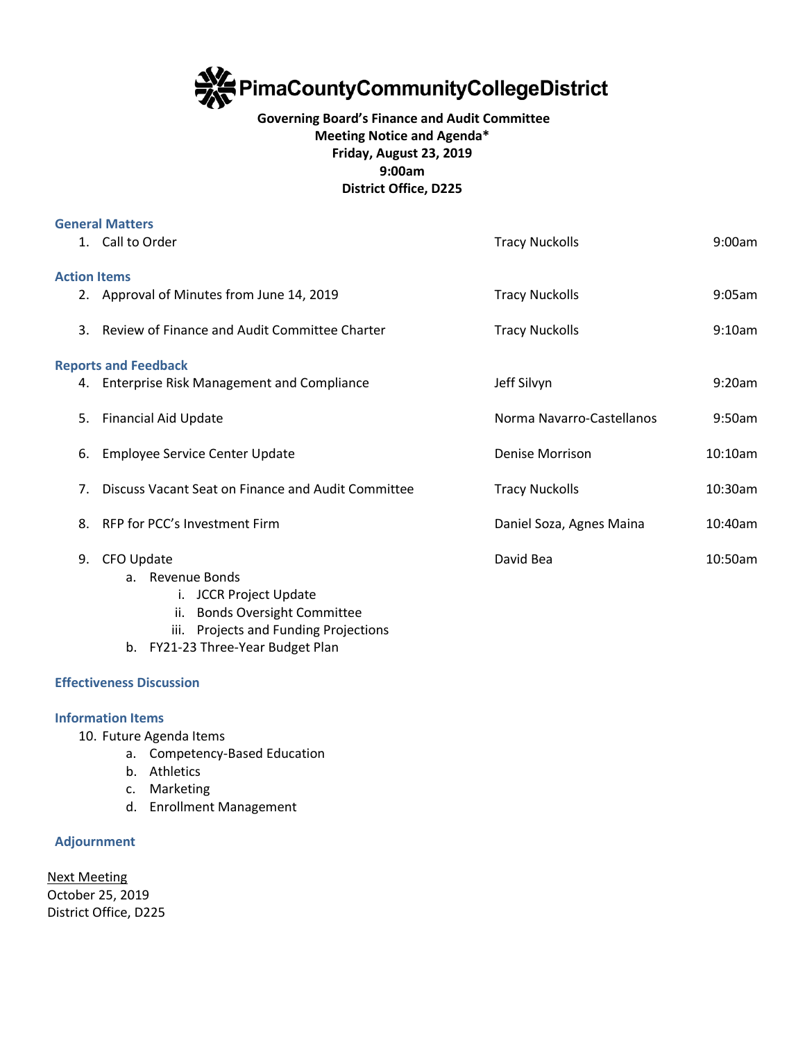# PimaCountyCommunityCollegeDistrict

**Governing Board's Finance and Audit Committee**
**Meeting Notice and Agenda***
**Friday, August 23, 2019**
**9:00am**
**District Office, D225**

### General Matters

| | | |
|---|---|---|
| 1. Call to Order | Tracy Nuckolls | 9:00am |

### Action Items

| | | |
|---|---|---|
| 2. Approval of Minutes from June 14, 2019 | Tracy Nuckolls | 9:05am |
| 3. Review of Finance and Audit Committee Charter | Tracy Nuckolls | 9:10am |

### Reports and Feedback

| | | |
|---|---|---|
| 4. Enterprise Risk Management and Compliance | Jeff Silvyn | 9:20am |
| 5. Financial Aid Update | Norma Navarro-Castellanos | 9:50am |
| 6. Employee Service Center Update | Denise Morrison | 10:10am |
| 7. Discuss Vacant Seat on Finance and Audit Committee | Tracy Nuckolls | 10:30am |
| 8. RFP for PCC's Investment Firm | Daniel Soza, Agnes Maina | 10:40am |
| 9. CFO Update | David Bea | 10:50am |

   a. Revenue Bonds
      i. JCCR Project Update
      ii. Bonds Oversight Committee
      iii. Projects and Funding Projections
   b. FY21-23 Three-Year Budget Plan

### Effectiveness Discussion

### Information Items

10. Future Agenda Items
    a. Competency-Based Education
    b. Athletics
    c. Marketing
    d. Enrollment Management

### Adjournment

<u>Next Meeting</u>
October 25, 2019
District Office, D225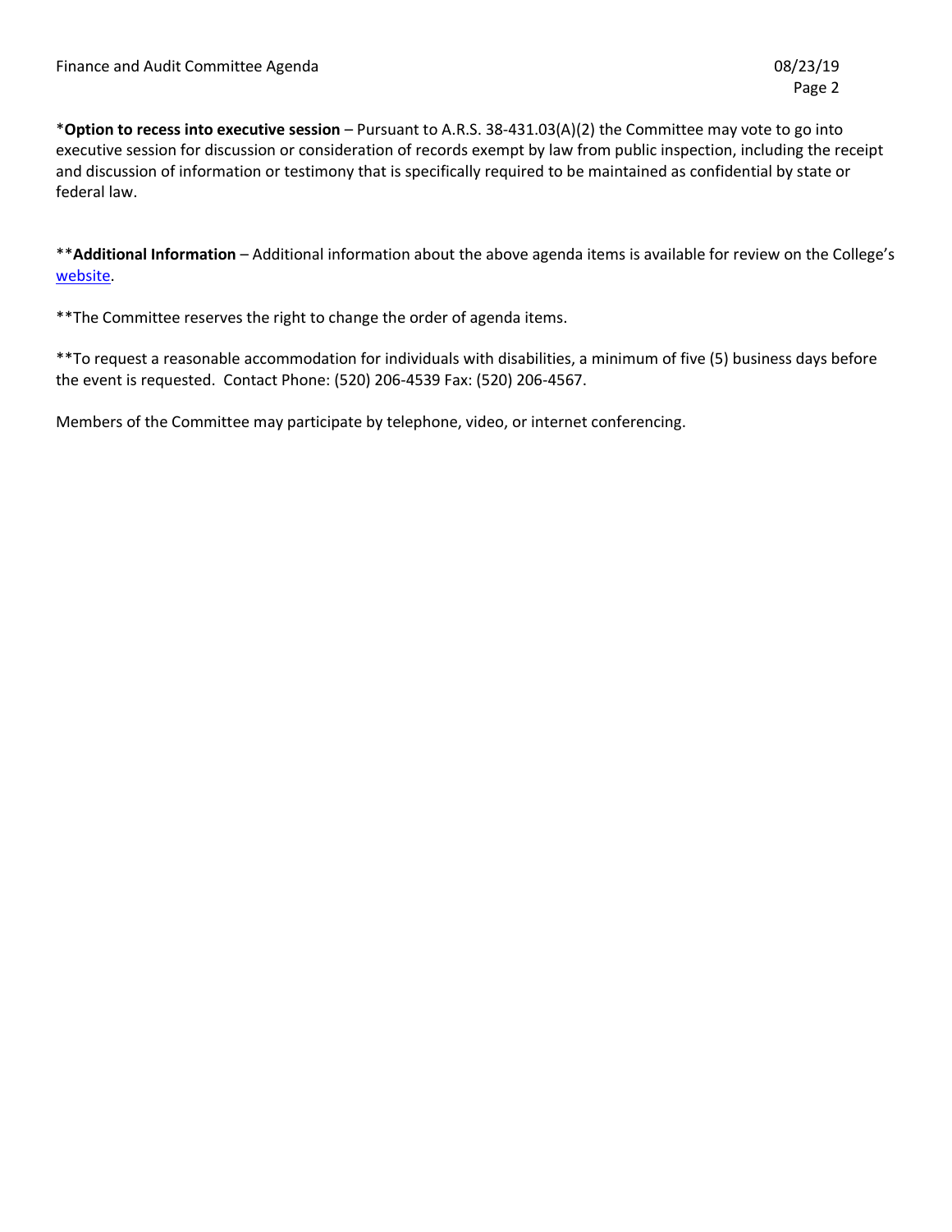\***Option to recess into executive session** – Pursuant to A.R.S. 38-431.03(A)(2) the Committee may vote to go into executive session for discussion or consideration of records exempt by law from public inspection, including the receipt and discussion of information or testimony that is specifically required to be maintained as confidential by state or federal law.

\*\***Additional Information** – Additional information about the above agenda items is available for review on the College's website.

\*\*The Committee reserves the right to change the order of agenda items.

\*\*To request a reasonable accommodation for individuals with disabilities, a minimum of five (5) business days before the event is requested. Contact Phone: (520) 206-4539 Fax: (520) 206-4567.

Members of the Committee may participate by telephone, video, or internet conferencing.